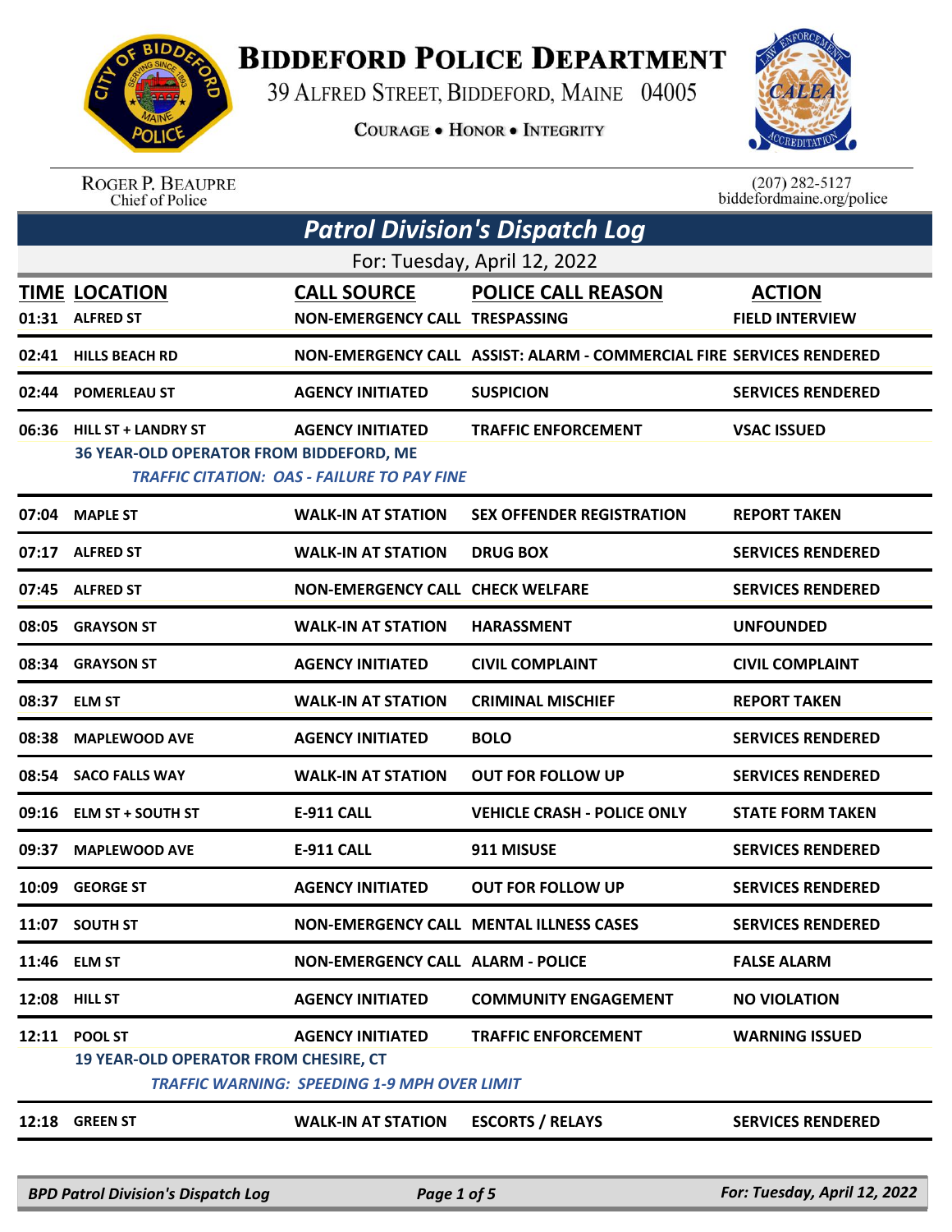# Biddeford Police Department

39 Alfred Street, Biddeford, Maine 04005

Courage • Honor • Integrity

Roger P. Beaupre
Chief of Police

(207) 282-5127
biddefordmaine.org/police

## *Patrol Division's Dispatch Log*

For: Tuesday, April 12, 2022

| TIME | LOCATION | CALL SOURCE | POLICE CALL REASON | ACTION |
|---|---|---|---|---|
| 01:31 | ALFRED ST | NON-EMERGENCY CALL | TRESPASSING | FIELD INTERVIEW |
| 02:41 | HILLS BEACH RD | NON-EMERGENCY CALL | ASSIST: ALARM - COMMERCIAL FIRE | SERVICES RENDERED |
| 02:44 | POMERLEAU ST | AGENCY INITIATED | SUSPICION | SERVICES RENDERED |
| 06:36 | HILL ST + LANDRY ST | AGENCY INITIATED | TRAFFIC ENFORCEMENT | VSAC ISSUED |
| | 36 YEAR-OLD OPERATOR FROM BIDDEFORD, ME<br>*TRAFFIC CITATION: OAS - FAILURE TO PAY FINE* | | | |
| 07:04 | MAPLE ST | WALK-IN AT STATION | SEX OFFENDER REGISTRATION | REPORT TAKEN |
| 07:17 | ALFRED ST | WALK-IN AT STATION | DRUG BOX | SERVICES RENDERED |
| 07:45 | ALFRED ST | NON-EMERGENCY CALL | CHECK WELFARE | SERVICES RENDERED |
| 08:05 | GRAYSON ST | WALK-IN AT STATION | HARASSMENT | UNFOUNDED |
| 08:34 | GRAYSON ST | AGENCY INITIATED | CIVIL COMPLAINT | CIVIL COMPLAINT |
| 08:37 | ELM ST | WALK-IN AT STATION | CRIMINAL MISCHIEF | REPORT TAKEN |
| 08:38 | MAPLEWOOD AVE | AGENCY INITIATED | BOLO | SERVICES RENDERED |
| 08:54 | SACO FALLS WAY | WALK-IN AT STATION | OUT FOR FOLLOW UP | SERVICES RENDERED |
| 09:16 | ELM ST + SOUTH ST | E-911 CALL | VEHICLE CRASH - POLICE ONLY | STATE FORM TAKEN |
| 09:37 | MAPLEWOOD AVE | E-911 CALL | 911 MISUSE | SERVICES RENDERED |
| 10:09 | GEORGE ST | AGENCY INITIATED | OUT FOR FOLLOW UP | SERVICES RENDERED |
| 11:07 | SOUTH ST | NON-EMERGENCY CALL | MENTAL ILLNESS CASES | SERVICES RENDERED |
| 11:46 | ELM ST | NON-EMERGENCY CALL | ALARM - POLICE | FALSE ALARM |
| 12:08 | HILL ST | AGENCY INITIATED | COMMUNITY ENGAGEMENT | NO VIOLATION |
| 12:11 | POOL ST | AGENCY INITIATED | TRAFFIC ENFORCEMENT | WARNING ISSUED |
| | 19 YEAR-OLD OPERATOR FROM CHESIRE, CT<br>*TRAFFIC WARNING: SPEEDING 1-9 MPH OVER LIMIT* | | | |
| 12:18 | GREEN ST | WALK-IN AT STATION | ESCORTS / RELAYS | SERVICES RENDERED |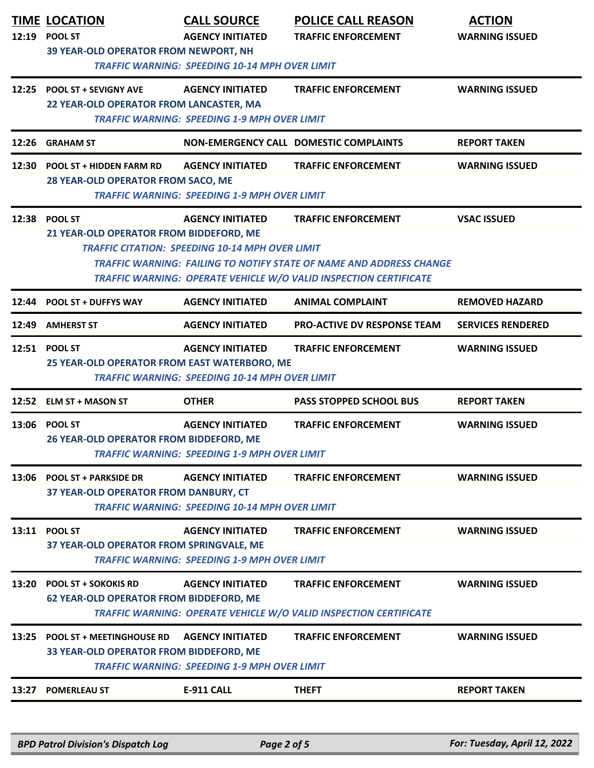| TIME | LOCATION | CALL SOURCE | POLICE CALL REASON | ACTION |
|---|---|---|---|---|
| 12:19 | POOL ST | AGENCY INITIATED | TRAFFIC ENFORCEMENT | WARNING ISSUED |
| | 39 YEAR-OLD OPERATOR FROM NEWPORT, NH | | | |
| | *TRAFFIC WARNING: SPEEDING 10-14 MPH OVER LIMIT* | | | |
| 12:25 | POOL ST + SEVIGNY AVE | AGENCY INITIATED | TRAFFIC ENFORCEMENT | WARNING ISSUED |
| | 22 YEAR-OLD OPERATOR FROM LANCASTER, MA | | | |
| | *TRAFFIC WARNING: SPEEDING 1-9 MPH OVER LIMIT* | | | |
| 12:26 | GRAHAM ST | NON-EMERGENCY CALL | DOMESTIC COMPLAINTS | REPORT TAKEN |
| 12:30 | POOL ST + HIDDEN FARM RD | AGENCY INITIATED | TRAFFIC ENFORCEMENT | WARNING ISSUED |
| | 28 YEAR-OLD OPERATOR FROM SACO, ME | | | |
| | *TRAFFIC WARNING: SPEEDING 1-9 MPH OVER LIMIT* | | | |
| 12:38 | POOL ST | AGENCY INITIATED | TRAFFIC ENFORCEMENT | VSAC ISSUED |
| | 21 YEAR-OLD OPERATOR FROM BIDDEFORD, ME | | | |
| | *TRAFFIC CITATION: SPEEDING 10-14 MPH OVER LIMIT* | | | |
| | *TRAFFIC WARNING: FAILING TO NOTIFY STATE OF NAME AND ADDRESS CHANGE* | | | |
| | *TRAFFIC WARNING: OPERATE VEHICLE W/O VALID INSPECTION CERTIFICATE* | | | |
| 12:44 | POOL ST + DUFFYS WAY | AGENCY INITIATED | ANIMAL COMPLAINT | REMOVED HAZARD |
| 12:49 | AMHERST ST | AGENCY INITIATED | PRO-ACTIVE DV RESPONSE TEAM | SERVICES RENDERED |
| 12:51 | POOL ST | AGENCY INITIATED | TRAFFIC ENFORCEMENT | WARNING ISSUED |
| | 25 YEAR-OLD OPERATOR FROM EAST WATERBORO, ME | | | |
| | *TRAFFIC WARNING: SPEEDING 10-14 MPH OVER LIMIT* | | | |
| 12:52 | ELM ST + MASON ST | OTHER | PASS STOPPED SCHOOL BUS | REPORT TAKEN |
| 13:06 | POOL ST | AGENCY INITIATED | TRAFFIC ENFORCEMENT | WARNING ISSUED |
| | 26 YEAR-OLD OPERATOR FROM BIDDEFORD, ME | | | |
| | *TRAFFIC WARNING: SPEEDING 1-9 MPH OVER LIMIT* | | | |
| 13:06 | POOL ST + PARKSIDE DR | AGENCY INITIATED | TRAFFIC ENFORCEMENT | WARNING ISSUED |
| | 37 YEAR-OLD OPERATOR FROM DANBURY, CT | | | |
| | *TRAFFIC WARNING: SPEEDING 10-14 MPH OVER LIMIT* | | | |
| 13:11 | POOL ST | AGENCY INITIATED | TRAFFIC ENFORCEMENT | WARNING ISSUED |
| | 37 YEAR-OLD OPERATOR FROM SPRINGVALE, ME | | | |
| | *TRAFFIC WARNING: SPEEDING 1-9 MPH OVER LIMIT* | | | |
| 13:20 | POOL ST + SOKOKIS RD | AGENCY INITIATED | TRAFFIC ENFORCEMENT | WARNING ISSUED |
| | 62 YEAR-OLD OPERATOR FROM BIDDEFORD, ME | | | |
| | *TRAFFIC WARNING: OPERATE VEHICLE W/O VALID INSPECTION CERTIFICATE* | | | |
| 13:25 | POOL ST + MEETINGHOUSE RD | AGENCY INITIATED | TRAFFIC ENFORCEMENT | WARNING ISSUED |
| | 33 YEAR-OLD OPERATOR FROM BIDDEFORD, ME | | | |
| | *TRAFFIC WARNING: SPEEDING 1-9 MPH OVER LIMIT* | | | |
| 13:27 | POMERLEAU ST | E-911 CALL | THEFT | REPORT TAKEN |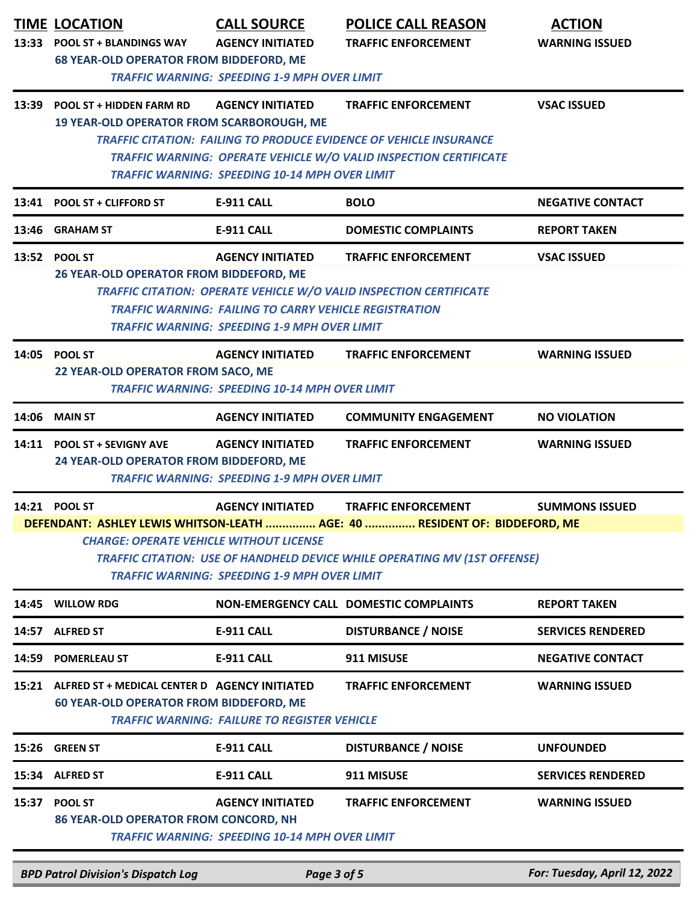| TIME | LOCATION | CALL SOURCE | POLICE CALL REASON | ACTION |
|---|---|---|---|---|
| 13:33 | POOL ST + BLANDINGS WAY | AGENCY INITIATED | TRAFFIC ENFORCEMENT | WARNING ISSUED |

68 YEAR-OLD OPERATOR FROM BIDDEFORD, ME

*TRAFFIC WARNING: SPEEDING 1-9 MPH OVER LIMIT*

| TIME | LOCATION | CALL SOURCE | POLICE CALL REASON | ACTION |
|---|---|---|---|---|
| 13:39 | POOL ST + HIDDEN FARM RD | AGENCY INITIATED | TRAFFIC ENFORCEMENT | VSAC ISSUED |

19 YEAR-OLD OPERATOR FROM SCARBOROUGH, ME

*TRAFFIC CITATION: FAILING TO PRODUCE EVIDENCE OF VEHICLE INSURANCE*

*TRAFFIC WARNING: OPERATE VEHICLE W/O VALID INSPECTION CERTIFICATE*

*TRAFFIC WARNING: SPEEDING 10-14 MPH OVER LIMIT*

| TIME | LOCATION | CALL SOURCE | POLICE CALL REASON | ACTION |
|---|---|---|---|---|
| 13:41 | POOL ST + CLIFFORD ST | E-911 CALL | BOLO | NEGATIVE CONTACT |
| 13:46 | GRAHAM ST | E-911 CALL | DOMESTIC COMPLAINTS | REPORT TAKEN |
| 13:52 | POOL ST | AGENCY INITIATED | TRAFFIC ENFORCEMENT | VSAC ISSUED |

26 YEAR-OLD OPERATOR FROM BIDDEFORD, ME

*TRAFFIC CITATION: OPERATE VEHICLE W/O VALID INSPECTION CERTIFICATE*

*TRAFFIC WARNING: FAILING TO CARRY VEHICLE REGISTRATION*

*TRAFFIC WARNING: SPEEDING 1-9 MPH OVER LIMIT*

| TIME | LOCATION | CALL SOURCE | POLICE CALL REASON | ACTION |
|---|---|---|---|---|
| 14:05 | POOL ST | AGENCY INITIATED | TRAFFIC ENFORCEMENT | WARNING ISSUED |

22 YEAR-OLD OPERATOR FROM SACO, ME

*TRAFFIC WARNING: SPEEDING 10-14 MPH OVER LIMIT*

| TIME | LOCATION | CALL SOURCE | POLICE CALL REASON | ACTION |
|---|---|---|---|---|
| 14:06 | MAIN ST | AGENCY INITIATED | COMMUNITY ENGAGEMENT | NO VIOLATION |
| 14:11 | POOL ST + SEVIGNY AVE | AGENCY INITIATED | TRAFFIC ENFORCEMENT | WARNING ISSUED |

24 YEAR-OLD OPERATOR FROM BIDDEFORD, ME

*TRAFFIC WARNING: SPEEDING 1-9 MPH OVER LIMIT*

| TIME | LOCATION | CALL SOURCE | POLICE CALL REASON | ACTION |
|---|---|---|---|---|
| 14:21 | POOL ST | AGENCY INITIATED | TRAFFIC ENFORCEMENT | SUMMONS ISSUED |

**DEFENDANT: ASHLEY LEWIS WHITSON-LEATH ............... AGE: 40 ............... RESIDENT OF: BIDDEFORD, ME**

*CHARGE: OPERATE VEHICLE WITHOUT LICENSE*

*TRAFFIC CITATION: USE OF HANDHELD DEVICE WHILE OPERATING MV (1ST OFFENSE)*

*TRAFFIC WARNING: SPEEDING 1-9 MPH OVER LIMIT*

| TIME | LOCATION | CALL SOURCE | POLICE CALL REASON | ACTION |
|---|---|---|---|---|
| 14:45 | WILLOW RDG | NON-EMERGENCY CALL | DOMESTIC COMPLAINTS | REPORT TAKEN |
| 14:57 | ALFRED ST | E-911 CALL | DISTURBANCE / NOISE | SERVICES RENDERED |
| 14:59 | POMERLEAU ST | E-911 CALL | 911 MISUSE | NEGATIVE CONTACT |
| 15:21 | ALFRED ST + MEDICAL CENTER D | AGENCY INITIATED | TRAFFIC ENFORCEMENT | WARNING ISSUED |

60 YEAR-OLD OPERATOR FROM BIDDEFORD, ME

*TRAFFIC WARNING: FAILURE TO REGISTER VEHICLE*

| TIME | LOCATION | CALL SOURCE | POLICE CALL REASON | ACTION |
|---|---|---|---|---|
| 15:26 | GREEN ST | E-911 CALL | DISTURBANCE / NOISE | UNFOUNDED |
| 15:34 | ALFRED ST | E-911 CALL | 911 MISUSE | SERVICES RENDERED |
| 15:37 | POOL ST | AGENCY INITIATED | TRAFFIC ENFORCEMENT | WARNING ISSUED |

86 YEAR-OLD OPERATOR FROM CONCORD, NH

*TRAFFIC WARNING: SPEEDING 10-14 MPH OVER LIMIT*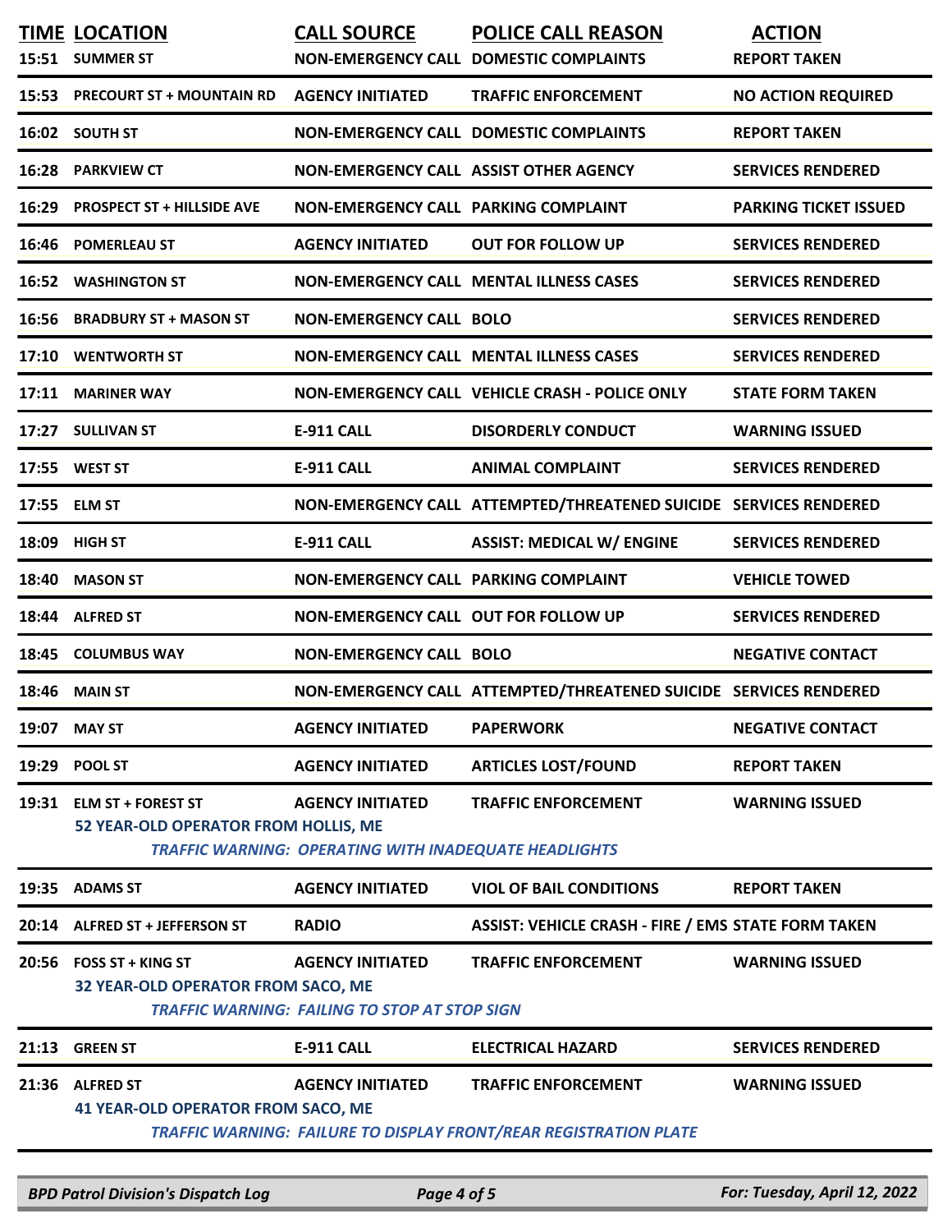| TIME | LOCATION | CALL SOURCE | POLICE CALL REASON | ACTION |
|---|---|---|---|---|
| 15:51 | SUMMER ST | NON-EMERGENCY CALL | DOMESTIC COMPLAINTS | REPORT TAKEN |
| 15:53 | PRECOURT ST + MOUNTAIN RD | AGENCY INITIATED | TRAFFIC ENFORCEMENT | NO ACTION REQUIRED |
| 16:02 | SOUTH ST | NON-EMERGENCY CALL | DOMESTIC COMPLAINTS | REPORT TAKEN |
| 16:28 | PARKVIEW CT | NON-EMERGENCY CALL | ASSIST OTHER AGENCY | SERVICES RENDERED |
| 16:29 | PROSPECT ST + HILLSIDE AVE | NON-EMERGENCY CALL | PARKING COMPLAINT | PARKING TICKET ISSUED |
| 16:46 | POMERLEAU ST | AGENCY INITIATED | OUT FOR FOLLOW UP | SERVICES RENDERED |
| 16:52 | WASHINGTON ST | NON-EMERGENCY CALL | MENTAL ILLNESS CASES | SERVICES RENDERED |
| 16:56 | BRADBURY ST + MASON ST | NON-EMERGENCY CALL | BOLO | SERVICES RENDERED |
| 17:10 | WENTWORTH ST | NON-EMERGENCY CALL | MENTAL ILLNESS CASES | SERVICES RENDERED |
| 17:11 | MARINER WAY | NON-EMERGENCY CALL | VEHICLE CRASH - POLICE ONLY | STATE FORM TAKEN |
| 17:27 | SULLIVAN ST | E-911 CALL | DISORDERLY CONDUCT | WARNING ISSUED |
| 17:55 | WEST ST | E-911 CALL | ANIMAL COMPLAINT | SERVICES RENDERED |
| 17:55 | ELM ST | NON-EMERGENCY CALL | ATTEMPTED/THREATENED SUICIDE | SERVICES RENDERED |
| 18:09 | HIGH ST | E-911 CALL | ASSIST: MEDICAL W/ ENGINE | SERVICES RENDERED |
| 18:40 | MASON ST | NON-EMERGENCY CALL | PARKING COMPLAINT | VEHICLE TOWED |
| 18:44 | ALFRED ST | NON-EMERGENCY CALL | OUT FOR FOLLOW UP | SERVICES RENDERED |
| 18:45 | COLUMBUS WAY | NON-EMERGENCY CALL | BOLO | NEGATIVE CONTACT |
| 18:46 | MAIN ST | NON-EMERGENCY CALL | ATTEMPTED/THREATENED SUICIDE | SERVICES RENDERED |
| 19:07 | MAY ST | AGENCY INITIATED | PAPERWORK | NEGATIVE CONTACT |
| 19:29 | POOL ST | AGENCY INITIATED | ARTICLES LOST/FOUND | REPORT TAKEN |
| 19:31 | ELM ST + FOREST ST<br>52 YEAR-OLD OPERATOR FROM HOLLIS, ME<br>*TRAFFIC WARNING: OPERATING WITH INADEQUATE HEADLIGHTS* | AGENCY INITIATED | TRAFFIC ENFORCEMENT | WARNING ISSUED |
| 19:35 | ADAMS ST | AGENCY INITIATED | VIOL OF BAIL CONDITIONS | REPORT TAKEN |
| 20:14 | ALFRED ST + JEFFERSON ST | RADIO | ASSIST: VEHICLE CRASH - FIRE / EMS | STATE FORM TAKEN |
| 20:56 | FOSS ST + KING ST<br>32 YEAR-OLD OPERATOR FROM SACO, ME<br>*TRAFFIC WARNING: FAILING TO STOP AT STOP SIGN* | AGENCY INITIATED | TRAFFIC ENFORCEMENT | WARNING ISSUED |
| 21:13 | GREEN ST | E-911 CALL | ELECTRICAL HAZARD | SERVICES RENDERED |
| 21:36 | ALFRED ST<br>41 YEAR-OLD OPERATOR FROM SACO, ME<br>*TRAFFIC WARNING: FAILURE TO DISPLAY FRONT/REAR REGISTRATION PLATE* | AGENCY INITIATED | TRAFFIC ENFORCEMENT | WARNING ISSUED |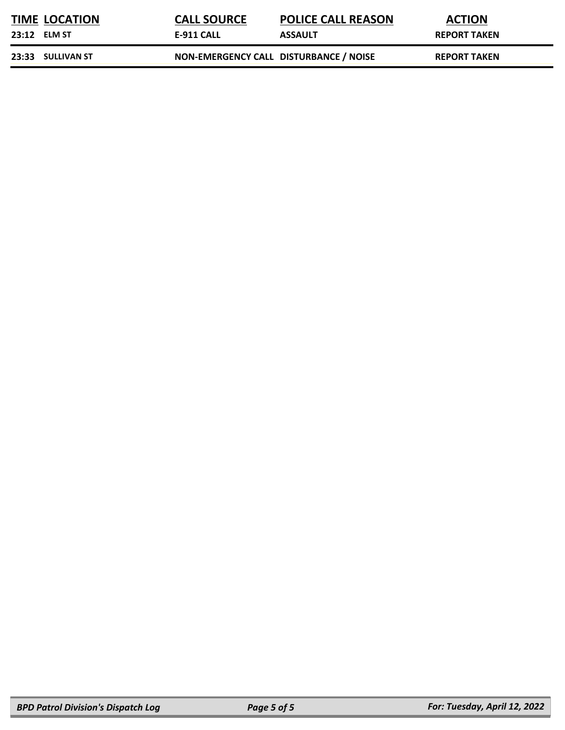| TIME | LOCATION | CALL SOURCE | POLICE CALL REASON | ACTION |
| --- | --- | --- | --- | --- |
| 23:12 | ELM ST | E-911 CALL | ASSAULT | REPORT TAKEN |
| 23:33 | SULLIVAN ST | NON-EMERGENCY CALL | DISTURBANCE / NOISE | REPORT TAKEN |